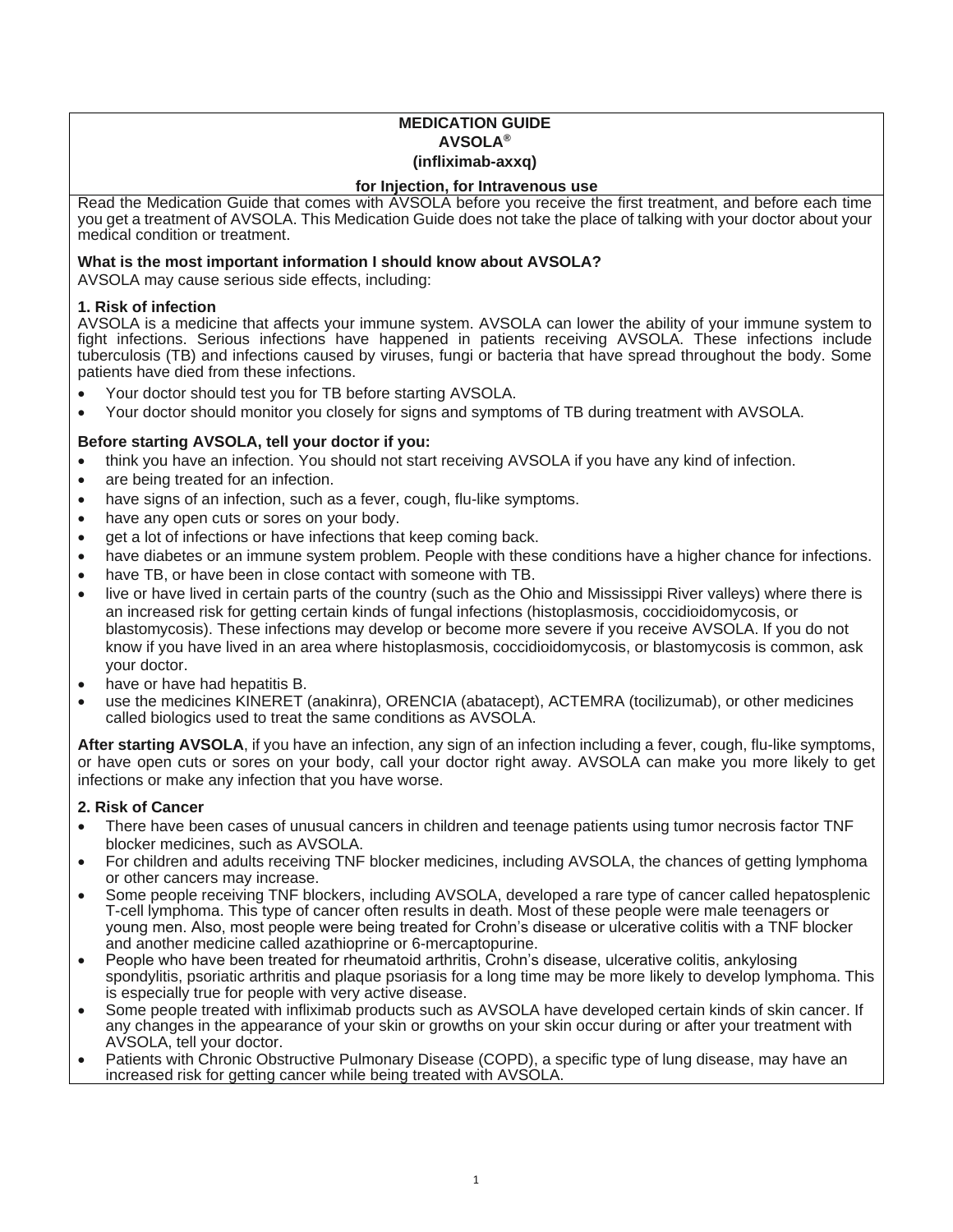# MEDICATION GUIDE
# AVSOLA®
## (infliximab-axxq)
### for Injection, for Intravenous use

Read the Medication Guide that comes with AVSOLA before you receive the first treatment, and before each time you get a treatment of AVSOLA. This Medication Guide does not take the place of talking with your doctor about your medical condition or treatment.

**What is the most important information I should know about AVSOLA?**

AVSOLA may cause serious side effects, including:

**1. Risk of infection**

AVSOLA is a medicine that affects your immune system. AVSOLA can lower the ability of your immune system to fight infections. Serious infections have happened in patients receiving AVSOLA. These infections include tuberculosis (TB) and infections caused by viruses, fungi or bacteria that have spread throughout the body. Some patients have died from these infections.

- Your doctor should test you for TB before starting AVSOLA.
- Your doctor should monitor you closely for signs and symptoms of TB during treatment with AVSOLA.

**Before starting AVSOLA, tell your doctor if you:**

- think you have an infection. You should not start receiving AVSOLA if you have any kind of infection.
- are being treated for an infection.
- have signs of an infection, such as a fever, cough, flu-like symptoms.
- have any open cuts or sores on your body.
- get a lot of infections or have infections that keep coming back.
- have diabetes or an immune system problem. People with these conditions have a higher chance for infections.
- have TB, or have been in close contact with someone with TB.
- live or have lived in certain parts of the country (such as the Ohio and Mississippi River valleys) where there is an increased risk for getting certain kinds of fungal infections (histoplasmosis, coccidioidomycosis, or blastomycosis). These infections may develop or become more severe if you receive AVSOLA. If you do not know if you have lived in an area where histoplasmosis, coccidioidomycosis, or blastomycosis is common, ask your doctor.
- have or have had hepatitis B.
- use the medicines KINERET (anakinra), ORENCIA (abatacept), ACTEMRA (tocilizumab), or other medicines called biologics used to treat the same conditions as AVSOLA.

**After starting AVSOLA**, if you have an infection, any sign of an infection including a fever, cough, flu-like symptoms, or have open cuts or sores on your body, call your doctor right away. AVSOLA can make you more likely to get infections or make any infection that you have worse.

**2. Risk of Cancer**

- There have been cases of unusual cancers in children and teenage patients using tumor necrosis factor TNF blocker medicines, such as AVSOLA.
- For children and adults receiving TNF blocker medicines, including AVSOLA, the chances of getting lymphoma or other cancers may increase.
- Some people receiving TNF blockers, including AVSOLA, developed a rare type of cancer called hepatosplenic T-cell lymphoma. This type of cancer often results in death. Most of these people were male teenagers or young men. Also, most people were being treated for Crohn's disease or ulcerative colitis with a TNF blocker and another medicine called azathioprine or 6-mercaptopurine.
- People who have been treated for rheumatoid arthritis, Crohn's disease, ulcerative colitis, ankylosing spondylitis, psoriatic arthritis and plaque psoriasis for a long time may be more likely to develop lymphoma. This is especially true for people with very active disease.
- Some people treated with infliximab products such as AVSOLA have developed certain kinds of skin cancer. If any changes in the appearance of your skin or growths on your skin occur during or after your treatment with AVSOLA, tell your doctor.
- Patients with Chronic Obstructive Pulmonary Disease (COPD), a specific type of lung disease, may have an increased risk for getting cancer while being treated with AVSOLA.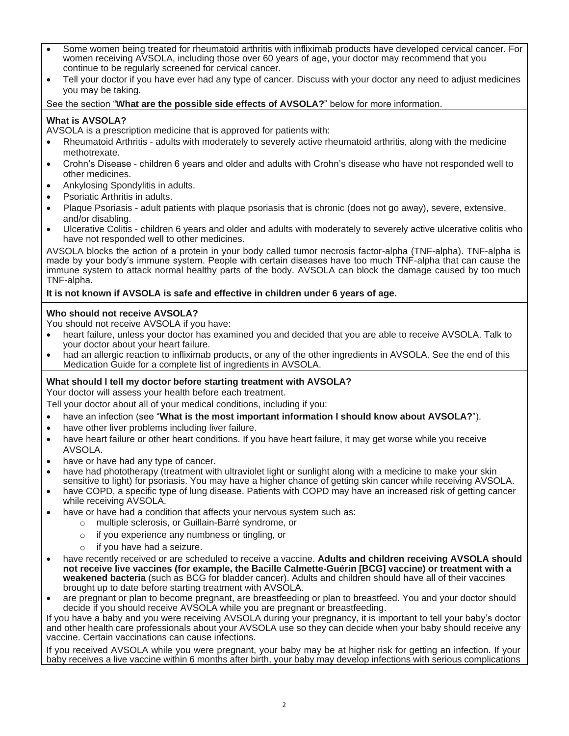- Some women being treated for rheumatoid arthritis with infliximab products have developed cervical cancer. For women receiving AVSOLA, including those over 60 years of age, your doctor may recommend that you continue to be regularly screened for cervical cancer.
- Tell your doctor if you have ever had any type of cancer. Discuss with your doctor any need to adjust medicines you may be taking.

See the section "**What are the possible side effects of AVSOLA?**" below for more information.

**What is AVSOLA?**

AVSOLA is a prescription medicine that is approved for patients with:

- Rheumatoid Arthritis - adults with moderately to severely active rheumatoid arthritis, along with the medicine methotrexate.
- Crohn's Disease - children 6 years and older and adults with Crohn's disease who have not responded well to other medicines.
- Ankylosing Spondylitis in adults.
- Psoriatic Arthritis in adults.
- Plaque Psoriasis - adult patients with plaque psoriasis that is chronic (does not go away), severe, extensive, and/or disabling.
- Ulcerative Colitis - children 6 years and older and adults with moderately to severely active ulcerative colitis who have not responded well to other medicines.

AVSOLA blocks the action of a protein in your body called tumor necrosis factor-alpha (TNF-alpha). TNF-alpha is made by your body's immune system. People with certain diseases have too much TNF-alpha that can cause the immune system to attack normal healthy parts of the body. AVSOLA can block the damage caused by too much TNF-alpha.

**It is not known if AVSOLA is safe and effective in children under 6 years of age.**

**Who should not receive AVSOLA?**

You should not receive AVSOLA if you have:

- heart failure, unless your doctor has examined you and decided that you are able to receive AVSOLA. Talk to your doctor about your heart failure.
- had an allergic reaction to infliximab products, or any of the other ingredients in AVSOLA. See the end of this Medication Guide for a complete list of ingredients in AVSOLA.

**What should I tell my doctor before starting treatment with AVSOLA?**

Your doctor will assess your health before each treatment.

Tell your doctor about all of your medical conditions, including if you:

- have an infection (see "**What is the most important information I should know about AVSOLA?**").
- have other liver problems including liver failure.
- have heart failure or other heart conditions. If you have heart failure, it may get worse while you receive AVSOLA.
- have or have had any type of cancer.
- have had phototherapy (treatment with ultraviolet light or sunlight along with a medicine to make your skin sensitive to light) for psoriasis. You may have a higher chance of getting skin cancer while receiving AVSOLA.
- have COPD, a specific type of lung disease. Patients with COPD may have an increased risk of getting cancer while receiving AVSOLA.
- have or have had a condition that affects your nervous system such as:
  - multiple sclerosis, or Guillain-Barré syndrome, or
  - if you experience any numbness or tingling, or
  - if you have had a seizure.
- have recently received or are scheduled to receive a vaccine. **Adults and children receiving AVSOLA should not receive live vaccines (for example, the Bacille Calmette-Guérin [BCG] vaccine) or treatment with a weakened bacteria** (such as BCG for bladder cancer). Adults and children should have all of their vaccines brought up to date before starting treatment with AVSOLA.
- are pregnant or plan to become pregnant, are breastfeeding or plan to breastfeed. You and your doctor should decide if you should receive AVSOLA while you are pregnant or breastfeeding.

If you have a baby and you were receiving AVSOLA during your pregnancy, it is important to tell your baby's doctor and other health care professionals about your AVSOLA use so they can decide when your baby should receive any vaccine. Certain vaccinations can cause infections.

If you received AVSOLA while you were pregnant, your baby may be at higher risk for getting an infection. If your baby receives a live vaccine within 6 months after birth, your baby may develop infections with serious complications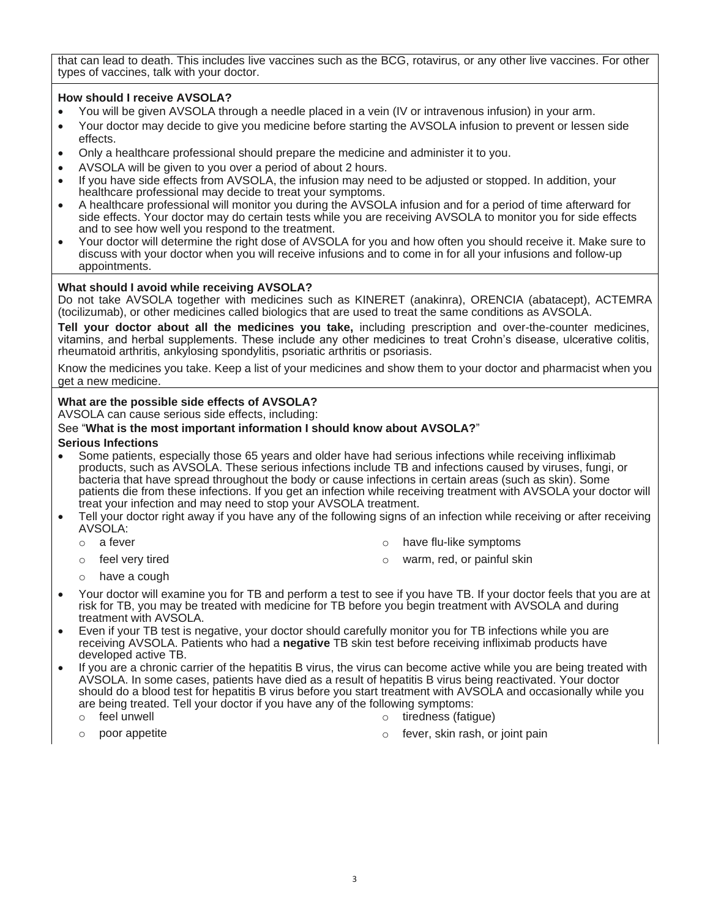that can lead to death. This includes live vaccines such as the BCG, rotavirus, or any other live vaccines. For other types of vaccines, talk with your doctor.

**How should I receive AVSOLA?**

- You will be given AVSOLA through a needle placed in a vein (IV or intravenous infusion) in your arm.
- Your doctor may decide to give you medicine before starting the AVSOLA infusion to prevent or lessen side effects.
- Only a healthcare professional should prepare the medicine and administer it to you.
- AVSOLA will be given to you over a period of about 2 hours.
- If you have side effects from AVSOLA, the infusion may need to be adjusted or stopped. In addition, your healthcare professional may decide to treat your symptoms.
- A healthcare professional will monitor you during the AVSOLA infusion and for a period of time afterward for side effects. Your doctor may do certain tests while you are receiving AVSOLA to monitor you for side effects and to see how well you respond to the treatment.
- Your doctor will determine the right dose of AVSOLA for you and how often you should receive it. Make sure to discuss with your doctor when you will receive infusions and to come in for all your infusions and follow-up appointments.

**What should I avoid while receiving AVSOLA?**

Do not take AVSOLA together with medicines such as KINERET (anakinra), ORENCIA (abatacept), ACTEMRA (tocilizumab), or other medicines called biologics that are used to treat the same conditions as AVSOLA.

**Tell your doctor about all the medicines you take,** including prescription and over-the-counter medicines, vitamins, and herbal supplements. These include any other medicines to treat Crohn's disease, ulcerative colitis, rheumatoid arthritis, ankylosing spondylitis, psoriatic arthritis or psoriasis.

Know the medicines you take. Keep a list of your medicines and show them to your doctor and pharmacist when you get a new medicine.

**What are the possible side effects of AVSOLA?**

AVSOLA can cause serious side effects, including:

See "**What is the most important information I should know about AVSOLA?**"

**Serious Infections**

- Some patients, especially those 65 years and older have had serious infections while receiving infliximab products, such as AVSOLA. These serious infections include TB and infections caused by viruses, fungi, or bacteria that have spread throughout the body or cause infections in certain areas (such as skin). Some patients die from these infections. If you get an infection while receiving treatment with AVSOLA your doctor will treat your infection and may need to stop your AVSOLA treatment.
- Tell your doctor right away if you have any of the following signs of an infection while receiving or after receiving AVSOLA:
  - a fever
  - feel very tired
  - have a cough
  - have flu-like symptoms
  - warm, red, or painful skin
- Your doctor will examine you for TB and perform a test to see if you have TB. If your doctor feels that you are at risk for TB, you may be treated with medicine for TB before you begin treatment with AVSOLA and during treatment with AVSOLA.
- Even if your TB test is negative, your doctor should carefully monitor you for TB infections while you are receiving AVSOLA. Patients who had a **negative** TB skin test before receiving infliximab products have developed active TB.
- If you are a chronic carrier of the hepatitis B virus, the virus can become active while you are being treated with AVSOLA. In some cases, patients have died as a result of hepatitis B virus being reactivated. Your doctor should do a blood test for hepatitis B virus before you start treatment with AVSOLA and occasionally while you are being treated. Tell your doctor if you have any of the following symptoms:
  - feel unwell
  - poor appetite
  - tiredness (fatigue)
  - fever, skin rash, or joint pain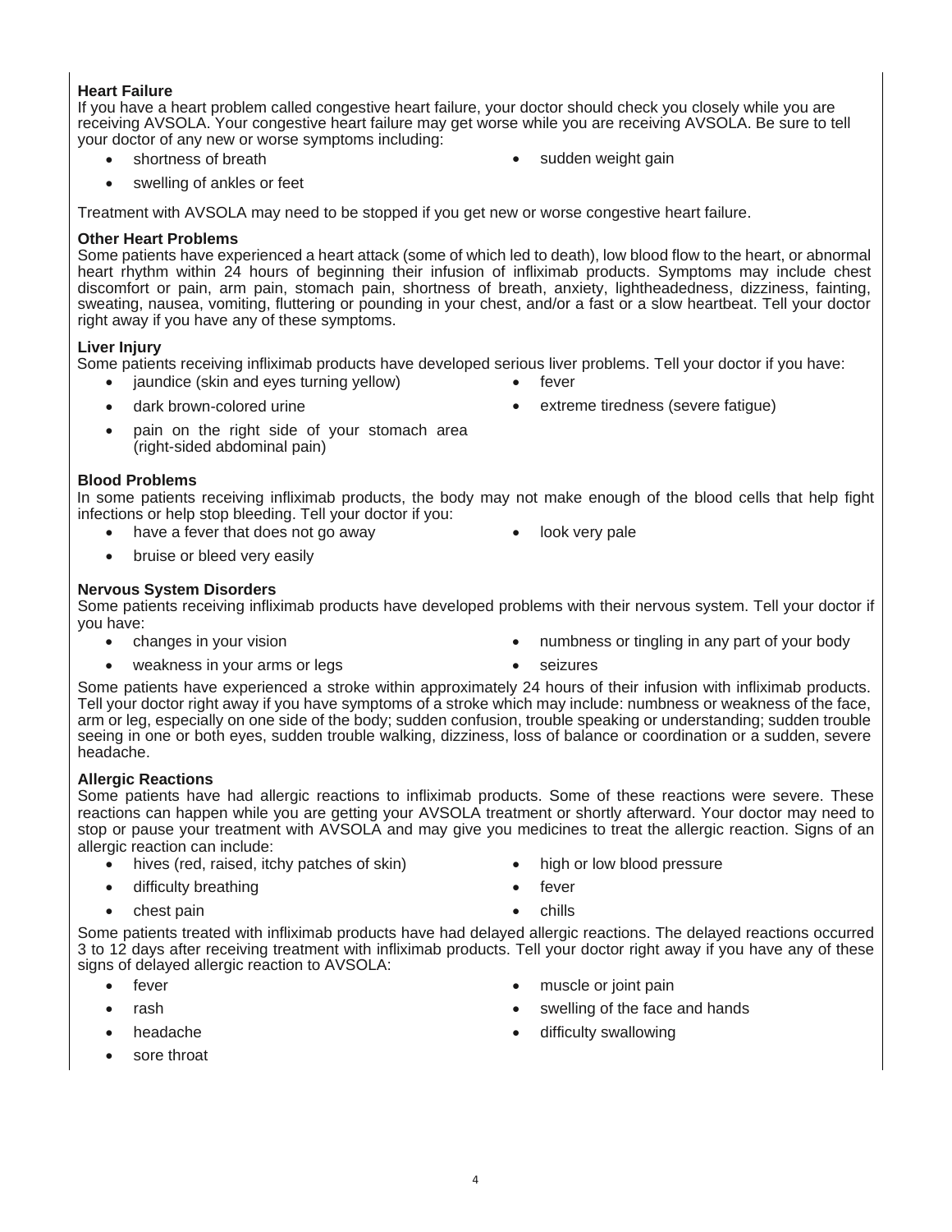**Heart Failure**

If you have a heart problem called congestive heart failure, your doctor should check you closely while you are receiving AVSOLA. Your congestive heart failure may get worse while you are receiving AVSOLA. Be sure to tell your doctor of any new or worse symptoms including:

- shortness of breath
- sudden weight gain
- swelling of ankles or feet

Treatment with AVSOLA may need to be stopped if you get new or worse congestive heart failure.

**Other Heart Problems**

Some patients have experienced a heart attack (some of which led to death), low blood flow to the heart, or abnormal heart rhythm within 24 hours of beginning their infusion of infliximab products. Symptoms may include chest discomfort or pain, arm pain, stomach pain, shortness of breath, anxiety, lightheadedness, dizziness, fainting, sweating, nausea, vomiting, fluttering or pounding in your chest, and/or a fast or a slow heartbeat. Tell your doctor right away if you have any of these symptoms.

**Liver Injury**

Some patients receiving infliximab products have developed serious liver problems. Tell your doctor if you have:

- jaundice (skin and eyes turning yellow)
- dark brown-colored urine
- pain on the right side of your stomach area (right-sided abdominal pain)
- fever
- extreme tiredness (severe fatigue)

**Blood Problems**

In some patients receiving infliximab products, the body may not make enough of the blood cells that help fight infections or help stop bleeding. Tell your doctor if you:

- have a fever that does not go away
- bruise or bleed very easily
- look very pale

**Nervous System Disorders**

Some patients receiving infliximab products have developed problems with their nervous system. Tell your doctor if you have:

- changes in your vision
- weakness in your arms or legs
- numbness or tingling in any part of your body
- seizures

Some patients have experienced a stroke within approximately 24 hours of their infusion with infliximab products. Tell your doctor right away if you have symptoms of a stroke which may include: numbness or weakness of the face, arm or leg, especially on one side of the body; sudden confusion, trouble speaking or understanding; sudden trouble seeing in one or both eyes, sudden trouble walking, dizziness, loss of balance or coordination or a sudden, severe headache.

**Allergic Reactions**

Some patients have had allergic reactions to infliximab products. Some of these reactions were severe. These reactions can happen while you are getting your AVSOLA treatment or shortly afterward. Your doctor may need to stop or pause your treatment with AVSOLA and may give you medicines to treat the allergic reaction. Signs of an allergic reaction can include:

- hives (red, raised, itchy patches of skin)
- difficulty breathing
- chest pain
- high or low blood pressure
- fever
- chills

Some patients treated with infliximab products have had delayed allergic reactions. The delayed reactions occurred 3 to 12 days after receiving treatment with infliximab products. Tell your doctor right away if you have any of these signs of delayed allergic reaction to AVSOLA:

- fever
- rash
- headache
- sore throat
- muscle or joint pain
- swelling of the face and hands
- difficulty swallowing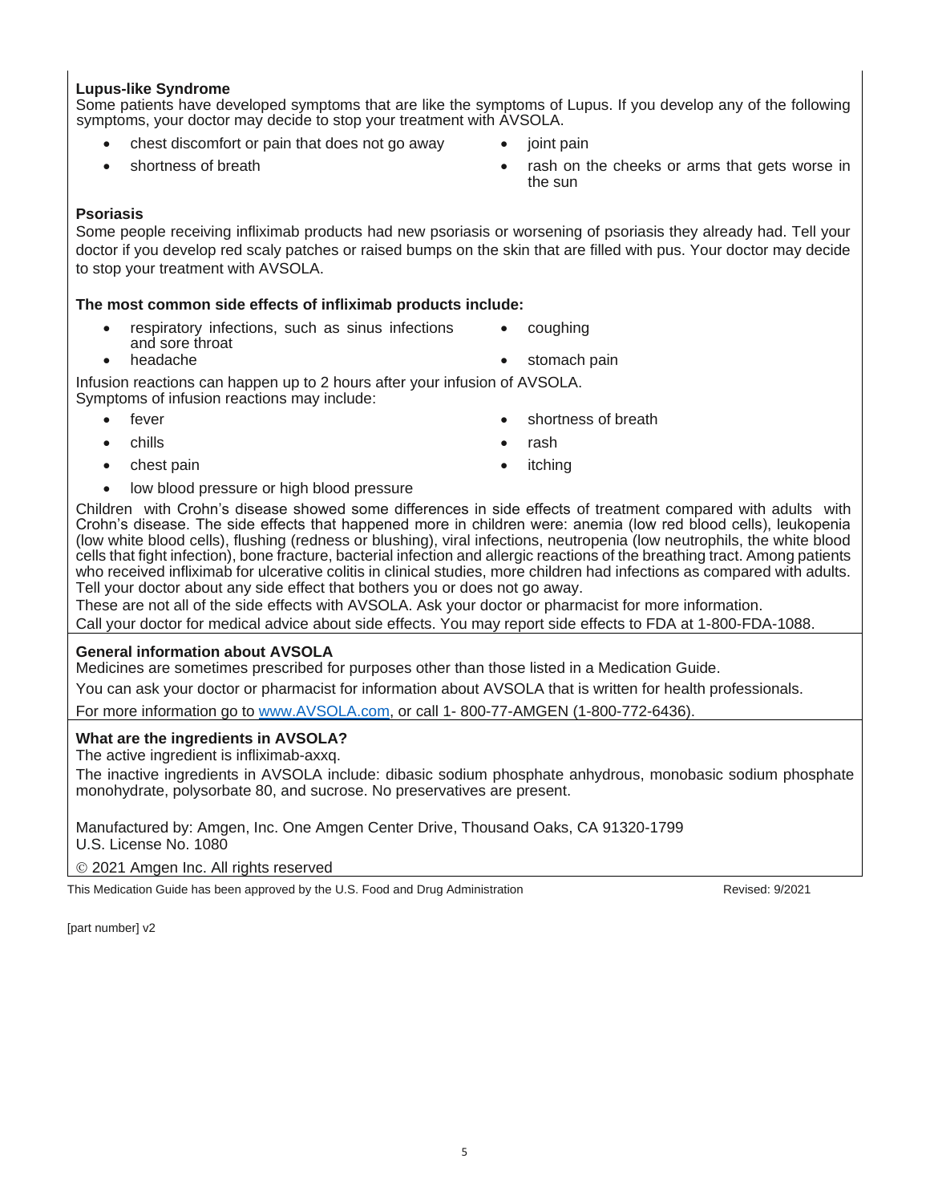**Lupus-like Syndrome**
Some patients have developed symptoms that are like the symptoms of Lupus. If you develop any of the following symptoms, your doctor may decide to stop your treatment with AVSOLA.

- chest discomfort or pain that does not go away
- shortness of breath
- joint pain
- rash on the cheeks or arms that gets worse in the sun

**Psoriasis**
Some people receiving infliximab products had new psoriasis or worsening of psoriasis they already had. Tell your doctor if you develop red scaly patches or raised bumps on the skin that are filled with pus. Your doctor may decide to stop your treatment with AVSOLA.

**The most common side effects of infliximab products include:**

- respiratory infections, such as sinus infections and sore throat
- headache
- coughing
- stomach pain

Infusion reactions can happen up to 2 hours after your infusion of AVSOLA.
Symptoms of infusion reactions may include:

- fever
- chills
- chest pain
- low blood pressure or high blood pressure
- shortness of breath
- rash
- itching

Children with Crohn's disease showed some differences in side effects of treatment compared with adults with Crohn's disease. The side effects that happened more in children were: anemia (low red blood cells), leukopenia (low white blood cells), flushing (redness or blushing), viral infections, neutropenia (low neutrophils, the white blood cells that fight infection), bone fracture, bacterial infection and allergic reactions of the breathing tract. Among patients who received infliximab for ulcerative colitis in clinical studies, more children had infections as compared with adults.
Tell your doctor about any side effect that bothers you or does not go away.
These are not all of the side effects with AVSOLA. Ask your doctor or pharmacist for more information.
Call your doctor for medical advice about side effects. You may report side effects to FDA at 1-800-FDA-1088.

**General information about AVSOLA**
Medicines are sometimes prescribed for purposes other than those listed in a Medication Guide.

You can ask your doctor or pharmacist for information about AVSOLA that is written for health professionals.

For more information go to www.AVSOLA.com, or call 1- 800-77-AMGEN (1-800-772-6436).

**What are the ingredients in AVSOLA?**
The active ingredient is infliximab-axxq.
The inactive ingredients in AVSOLA include: dibasic sodium phosphate anhydrous, monobasic sodium phosphate monohydrate, polysorbate 80, and sucrose. No preservatives are present.

Manufactured by: Amgen, Inc. One Amgen Center Drive, Thousand Oaks, CA 91320-1799
U.S. License No. 1080

© 2021 Amgen Inc. All rights reserved

This Medication Guide has been approved by the U.S. Food and Drug Administration Revised: 9/2021

[part number] v2